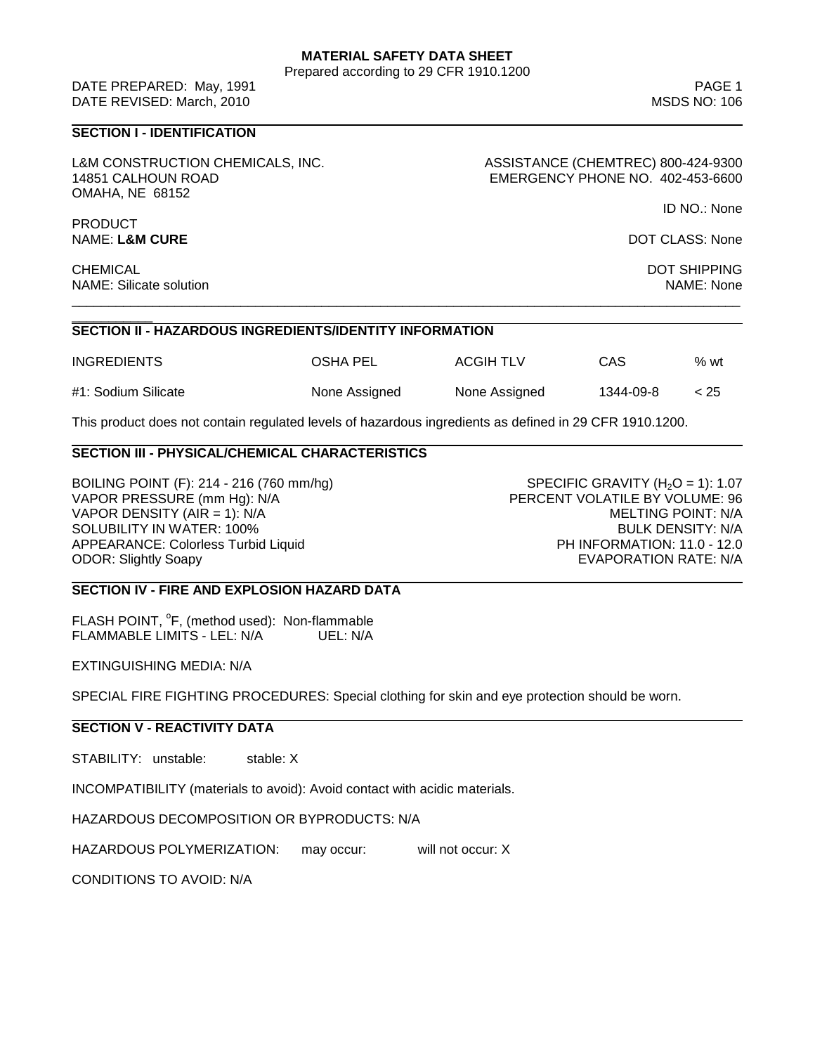# MATERIAL SAFETY DATA SHEET

Prepared according to 29 CFR 1910.1200

DATE PREPARED: May, 1991
DATE REVISED: March, 2010

MSDS NO: 106

## SECTION I - IDENTIFICATION

L&M CONSTRUCTION CHEMICALS, INC.
14851 CALHOUN ROAD
OMAHA, NE 68152

ASSISTANCE (CHEMTREC) 800-424-9300
EMERGENCY PHONE NO. 402-453-6600

ID NO.: None

PRODUCT NAME: **L&M CURE**

DOT CLASS: None

CHEMICAL NAME: Silicate solution

DOT SHIPPING NAME: None

## SECTION II - HAZARDOUS INGREDIENTS/IDENTITY INFORMATION

| INGREDIENTS | OSHA PEL | ACGIH TLV | CAS | % wt |
| --- | --- | --- | --- | --- |
| #1: Sodium Silicate | None Assigned | None Assigned | 1344-09-8 | < 25 |

This product does not contain regulated levels of hazardous ingredients as defined in 29 CFR 1910.1200.

## SECTION III - PHYSICAL/CHEMICAL CHARACTERISTICS

BOILING POINT (F): 214 - 216 (760 mm/hg)
VAPOR PRESSURE (mm Hg): N/A
VAPOR DENSITY (AIR = 1): N/A
SOLUBILITY IN WATER: 100%
APPEARANCE: Colorless Turbid Liquid
ODOR: Slightly Soapy

SPECIFIC GRAVITY ($H_2O$ = 1): 1.07
PERCENT VOLATILE BY VOLUME: 96
MELTING POINT: N/A
BULK DENSITY: N/A
PH INFORMATION: 11.0 - 12.0
EVAPORATION RATE: N/A

## SECTION IV - FIRE AND EXPLOSION HAZARD DATA

FLASH POINT, °F, (method used): Non-flammable
FLAMMABLE LIMITS - LEL: N/A UEL: N/A

EXTINGUISHING MEDIA: N/A

SPECIAL FIRE FIGHTING PROCEDURES: Special clothing for skin and eye protection should be worn.

## SECTION V - REACTIVITY DATA

STABILITY: unstable: stable: X

INCOMPATIBILITY (materials to avoid): Avoid contact with acidic materials.

HAZARDOUS DECOMPOSITION OR BYPRODUCTS: N/A

HAZARDOUS POLYMERIZATION: may occur: will not occur: X

CONDITIONS TO AVOID: N/A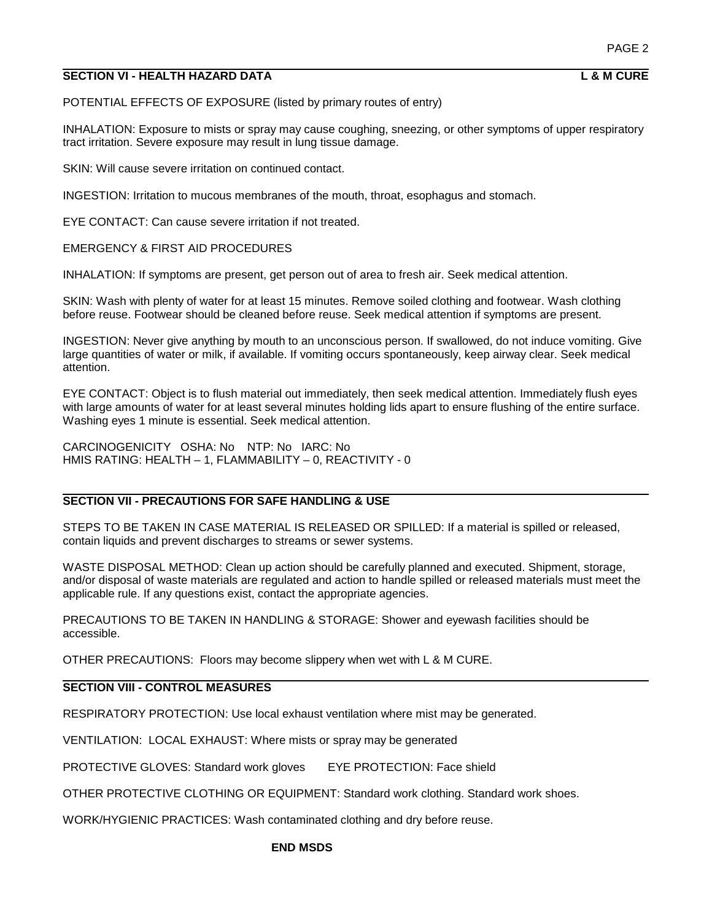## SECTION VI - HEALTH HAZARD DATA — L & M CURE

POTENTIAL EFFECTS OF EXPOSURE (listed by primary routes of entry)

INHALATION: Exposure to mists or spray may cause coughing, sneezing, or other symptoms of upper respiratory tract irritation. Severe exposure may result in lung tissue damage.

SKIN: Will cause severe irritation on continued contact.

INGESTION: Irritation to mucous membranes of the mouth, throat, esophagus and stomach.

EYE CONTACT: Can cause severe irritation if not treated.

EMERGENCY & FIRST AID PROCEDURES

INHALATION: If symptoms are present, get person out of area to fresh air. Seek medical attention.

SKIN: Wash with plenty of water for at least 15 minutes. Remove soiled clothing and footwear. Wash clothing before reuse. Footwear should be cleaned before reuse. Seek medical attention if symptoms are present.

INGESTION: Never give anything by mouth to an unconscious person. If swallowed, do not induce vomiting. Give large quantities of water or milk, if available. If vomiting occurs spontaneously, keep airway clear. Seek medical attention.

EYE CONTACT: Object is to flush material out immediately, then seek medical attention. Immediately flush eyes with large amounts of water for at least several minutes holding lids apart to ensure flushing of the entire surface. Washing eyes 1 minute is essential. Seek medical attention.

CARCINOGENICITY OSHA: No NTP: No IARC: No
HMIS RATING: HEALTH – 1, FLAMMABILITY – 0, REACTIVITY - 0

## SECTION VII - PRECAUTIONS FOR SAFE HANDLING & USE

STEPS TO BE TAKEN IN CASE MATERIAL IS RELEASED OR SPILLED: If a material is spilled or released, contain liquids and prevent discharges to streams or sewer systems.

WASTE DISPOSAL METHOD: Clean up action should be carefully planned and executed. Shipment, storage, and/or disposal of waste materials are regulated and action to handle spilled or released materials must meet the applicable rule. If any questions exist, contact the appropriate agencies.

PRECAUTIONS TO BE TAKEN IN HANDLING & STORAGE: Shower and eyewash facilities should be accessible.

OTHER PRECAUTIONS: Floors may become slippery when wet with L & M CURE.

## SECTION VIII - CONTROL MEASURES

RESPIRATORY PROTECTION: Use local exhaust ventilation where mist may be generated.

VENTILATION: LOCAL EXHAUST: Where mists or spray may be generated

PROTECTIVE GLOVES: Standard work gloves EYE PROTECTION: Face shield

OTHER PROTECTIVE CLOTHING OR EQUIPMENT: Standard work clothing. Standard work shoes.

WORK/HYGIENIC PRACTICES: Wash contaminated clothing and dry before reuse.

**END MSDS**